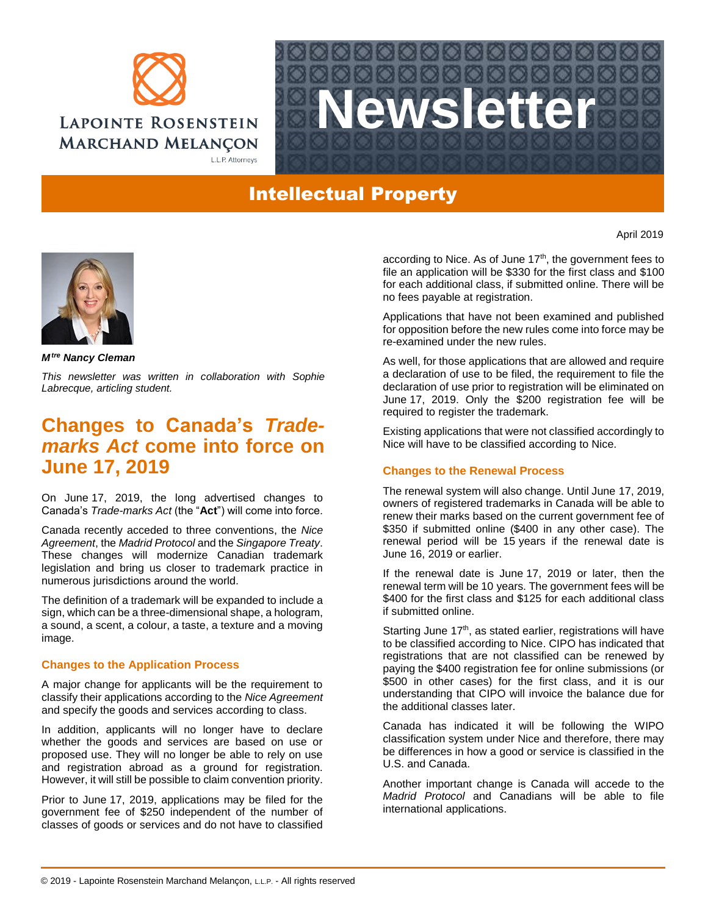# Newsletter

## Intellectual Property

April 2019

***M$^{tre}$ Nancy Cleman***

*This newsletter was written in collaboration with Sophie Labrecque, articling student.*

## Changes to Canada's *Trade-marks Act* come into force on June 17, 2019

On June 17, 2019, the long advertised changes to Canada's *Trade-marks Act* (the "**Act**") will come into force.

Canada recently acceded to three conventions, the *Nice Agreement*, the *Madrid Protocol* and the *Singapore Treaty*. These changes will modernize Canadian trademark legislation and bring us closer to trademark practice in numerous jurisdictions around the world.

The definition of a trademark will be expanded to include a sign, which can be a three-dimensional shape, a hologram, a sound, a scent, a colour, a taste, a texture and a moving image.

### Changes to the Application Process

A major change for applicants will be the requirement to classify their applications according to the *Nice Agreement* and specify the goods and services according to class.

In addition, applicants will no longer have to declare whether the goods and services are based on use or proposed use. They will no longer be able to rely on use and registration abroad as a ground for registration. However, it will still be possible to claim convention priority.

Prior to June 17, 2019, applications may be filed for the government fee of $250 independent of the number of classes of goods or services and do not have to classified according to Nice. As of June 17th, the government fees to file an application will be $330 for the first class and $100 for each additional class, if submitted online. There will be no fees payable at registration.

Applications that have not been examined and published for opposition before the new rules come into force may be re-examined under the new rules.

As well, for those applications that are allowed and require a declaration of use to be filed, the requirement to file the declaration of use prior to registration will be eliminated on June 17, 2019. Only the $200 registration fee will be required to register the trademark.

Existing applications that were not classified accordingly to Nice will have to be classified according to Nice.

### Changes to the Renewal Process

The renewal system will also change. Until June 17, 2019, owners of registered trademarks in Canada will be able to renew their marks based on the current government fee of $350 if submitted online ($400 in any other case). The renewal period will be 15 years if the renewal date is June 16, 2019 or earlier.

If the renewal date is June 17, 2019 or later, then the renewal term will be 10 years. The government fees will be $400 for the first class and $125 for each additional class if submitted online.

Starting June 17th, as stated earlier, registrations will have to be classified according to Nice. CIPO has indicated that registrations that are not classified can be renewed by paying the $400 registration fee for online submissions (or $500 in other cases) for the first class, and it is our understanding that CIPO will invoice the balance due for the additional classes later.

Canada has indicated it will be following the WIPO classification system under Nice and therefore, there may be differences in how a good or service is classified in the U.S. and Canada.

Another important change is Canada will accede to the *Madrid Protocol* and Canadians will be able to file international applications.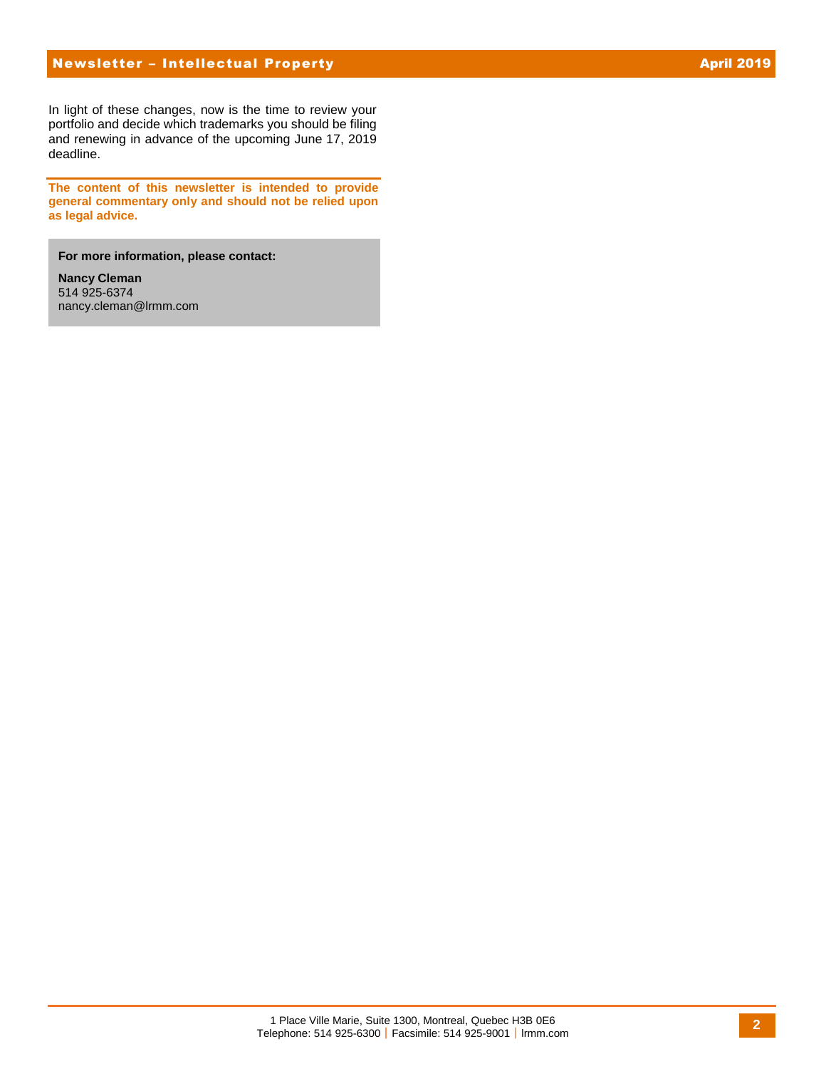In light of these changes, now is the time to review your portfolio and decide which trademarks you should be filing and renewing in advance of the upcoming June 17, 2019 deadline.

**The content of this newsletter is intended to provide general commentary only and should not be relied upon as legal advice.**

**For more information, please contact:**

**Nancy Cleman**
514 925-6374
nancy.cleman@lrmm.com